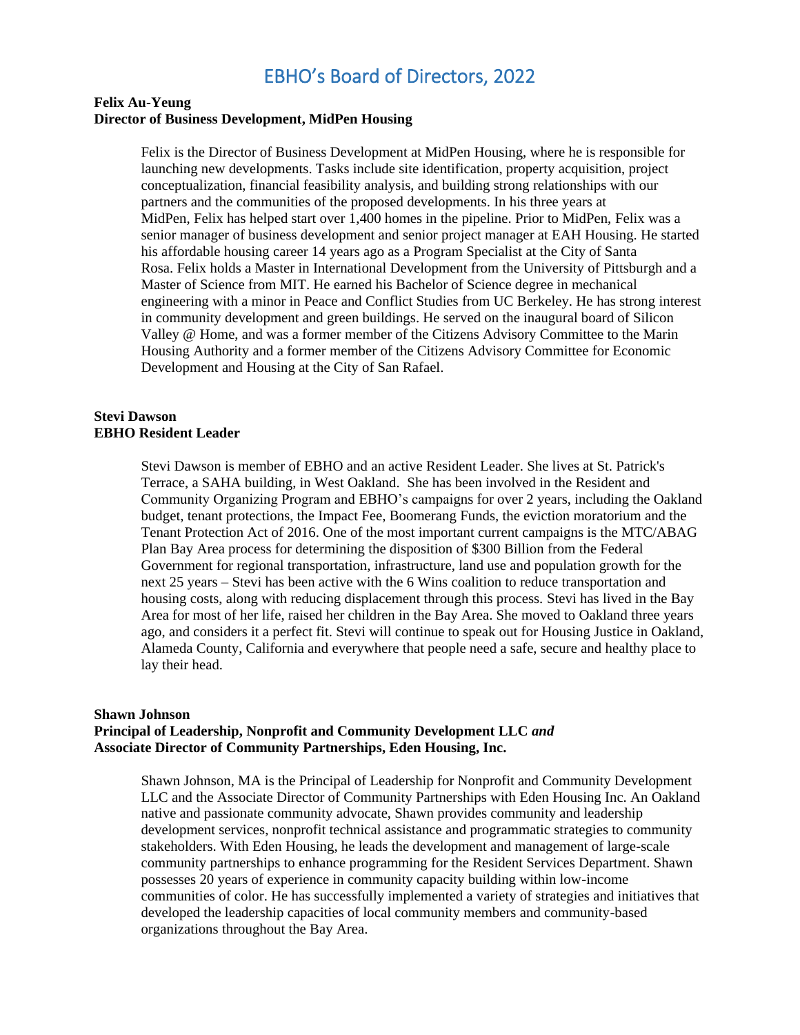# EBHO's Board of Directors, 2022

**Felix Au-Yeung**
**Director of Business Development, MidPen Housing**

Felix is the Director of Business Development at MidPen Housing, where he is responsible for launching new developments. Tasks include site identification, property acquisition, project conceptualization, financial feasibility analysis, and building strong relationships with our partners and the communities of the proposed developments. In his three years at MidPen, Felix has helped start over 1,400 homes in the pipeline. Prior to MidPen, Felix was a senior manager of business development and senior project manager at EAH Housing. He started his affordable housing career 14 years ago as a Program Specialist at the City of Santa Rosa. Felix holds a Master in International Development from the University of Pittsburgh and a Master of Science from MIT. He earned his Bachelor of Science degree in mechanical engineering with a minor in Peace and Conflict Studies from UC Berkeley. He has strong interest in community development and green buildings. He served on the inaugural board of Silicon Valley @ Home, and was a former member of the Citizens Advisory Committee to the Marin Housing Authority and a former member of the Citizens Advisory Committee for Economic Development and Housing at the City of San Rafael.

**Stevi Dawson**
**EBHO Resident Leader**

Stevi Dawson is member of EBHO and an active Resident Leader. She lives at St. Patrick's Terrace, a SAHA building, in West Oakland. She has been involved in the Resident and Community Organizing Program and EBHO's campaigns for over 2 years, including the Oakland budget, tenant protections, the Impact Fee, Boomerang Funds, the eviction moratorium and the Tenant Protection Act of 2016. One of the most important current campaigns is the MTC/ABAG Plan Bay Area process for determining the disposition of $300 Billion from the Federal Government for regional transportation, infrastructure, land use and population growth for the next 25 years – Stevi has been active with the 6 Wins coalition to reduce transportation and housing costs, along with reducing displacement through this process. Stevi has lived in the Bay Area for most of her life, raised her children in the Bay Area. She moved to Oakland three years ago, and considers it a perfect fit. Stevi will continue to speak out for Housing Justice in Oakland, Alameda County, California and everywhere that people need a safe, secure and healthy place to lay their head.

**Shawn Johnson**
**Principal of Leadership, Nonprofit and Community Development LLC *and***
**Associate Director of Community Partnerships, Eden Housing, Inc.**

Shawn Johnson, MA is the Principal of Leadership for Nonprofit and Community Development LLC and the Associate Director of Community Partnerships with Eden Housing Inc. An Oakland native and passionate community advocate, Shawn provides community and leadership development services, nonprofit technical assistance and programmatic strategies to community stakeholders. With Eden Housing, he leads the development and management of large-scale community partnerships to enhance programming for the Resident Services Department. Shawn possesses 20 years of experience in community capacity building within low-income communities of color. He has successfully implemented a variety of strategies and initiatives that developed the leadership capacities of local community members and community-based organizations throughout the Bay Area.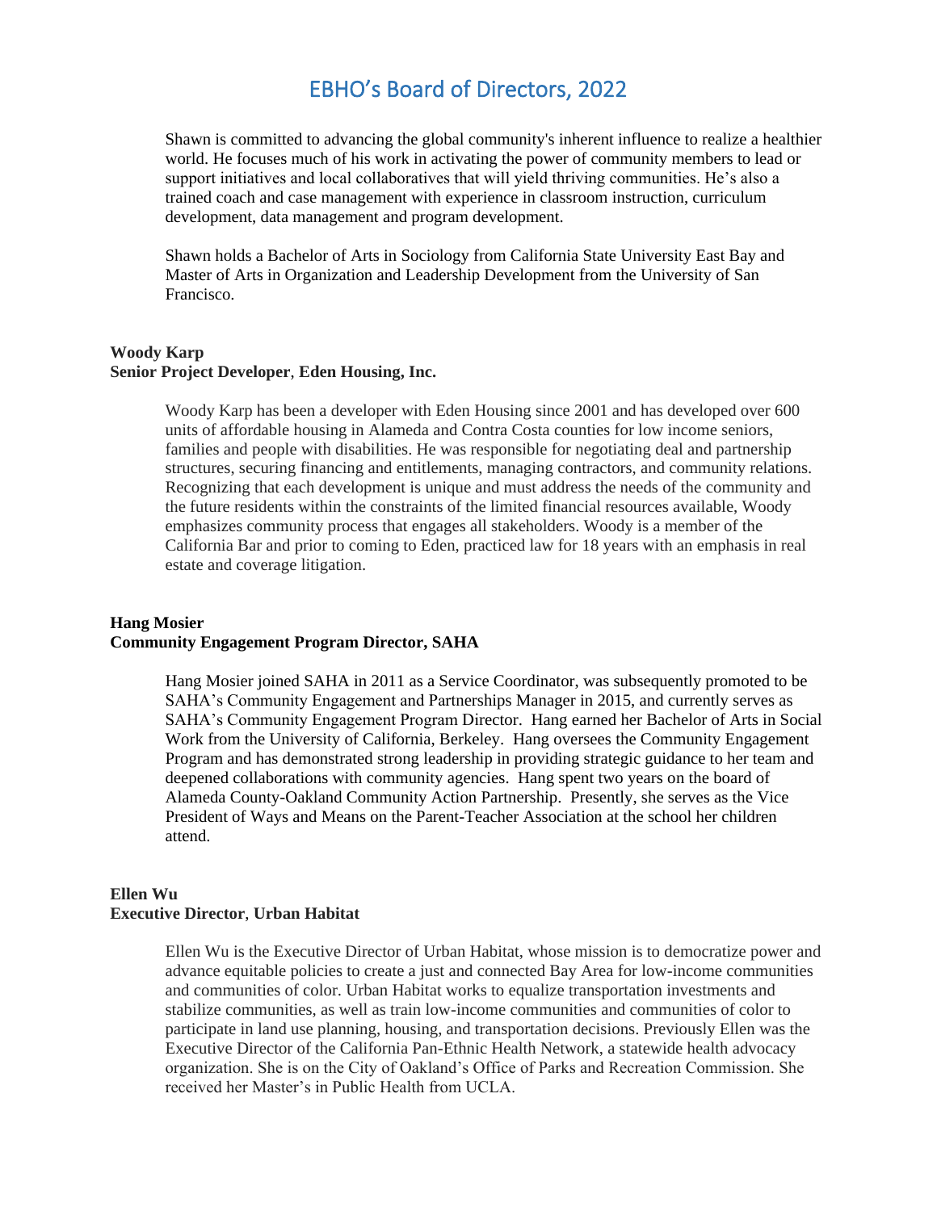# EBHO's Board of Directors, 2022

Shawn is committed to advancing the global community's inherent influence to realize a healthier world. He focuses much of his work in activating the power of community members to lead or support initiatives and local collaboratives that will yield thriving communities. He's also a trained coach and case management with experience in classroom instruction, curriculum development, data management and program development.

Shawn holds a Bachelor of Arts in Sociology from California State University East Bay and Master of Arts in Organization and Leadership Development from the University of San Francisco.

**Woody Karp**
**Senior Project Developer**, **Eden Housing, Inc.**

Woody Karp has been a developer with Eden Housing since 2001 and has developed over 600 units of affordable housing in Alameda and Contra Costa counties for low income seniors, families and people with disabilities. He was responsible for negotiating deal and partnership structures, securing financing and entitlements, managing contractors, and community relations. Recognizing that each development is unique and must address the needs of the community and the future residents within the constraints of the limited financial resources available, Woody emphasizes community process that engages all stakeholders. Woody is a member of the California Bar and prior to coming to Eden, practiced law for 18 years with an emphasis in real estate and coverage litigation.

**Hang Mosier**
**Community Engagement Program Director, SAHA**

Hang Mosier joined SAHA in 2011 as a Service Coordinator, was subsequently promoted to be SAHA's Community Engagement and Partnerships Manager in 2015, and currently serves as SAHA's Community Engagement Program Director. Hang earned her Bachelor of Arts in Social Work from the University of California, Berkeley. Hang oversees the Community Engagement Program and has demonstrated strong leadership in providing strategic guidance to her team and deepened collaborations with community agencies. Hang spent two years on the board of Alameda County-Oakland Community Action Partnership. Presently, she serves as the Vice President of Ways and Means on the Parent-Teacher Association at the school her children attend.

**Ellen Wu**
**Executive Director**, **Urban Habitat**

Ellen Wu is the Executive Director of Urban Habitat, whose mission is to democratize power and advance equitable policies to create a just and connected Bay Area for low-income communities and communities of color. Urban Habitat works to equalize transportation investments and stabilize communities, as well as train low-income communities and communities of color to participate in land use planning, housing, and transportation decisions. Previously Ellen was the Executive Director of the California Pan-Ethnic Health Network, a statewide health advocacy organization. She is on the City of Oakland's Office of Parks and Recreation Commission. She received her Master's in Public Health from UCLA.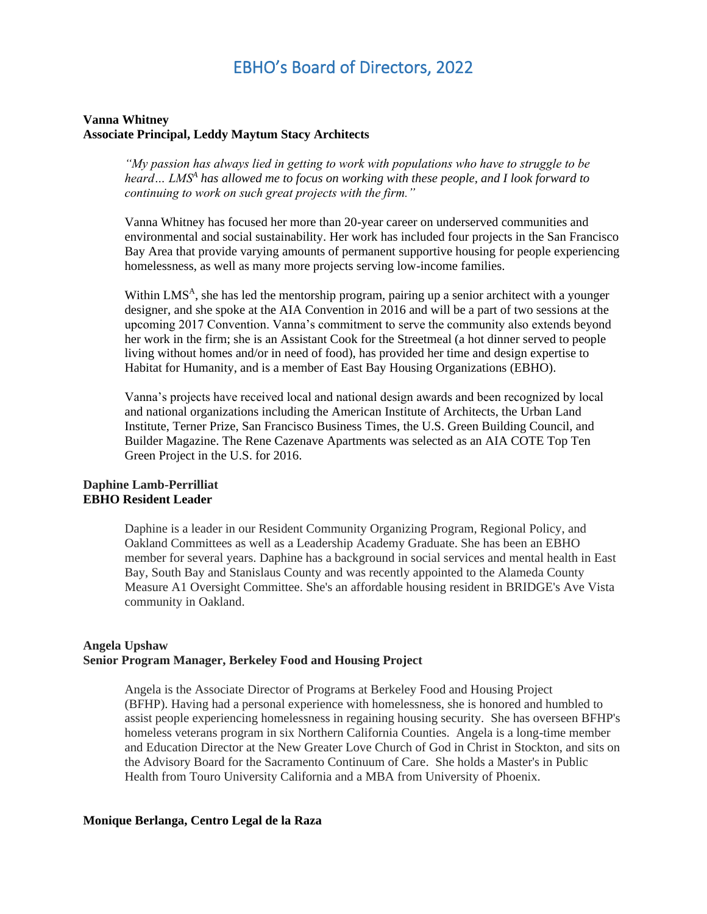# EBHO's Board of Directors, 2022

**Vanna Whitney**
**Associate Principal, Leddy Maytum Stacy Architects**

> *"My passion has always lied in getting to work with populations who have to struggle to be heard… LMS[A] has allowed me to focus on working with these people, and I look forward to continuing to work on such great projects with the firm."*
>
> Vanna Whitney has focused her more than 20-year career on underserved communities and environmental and social sustainability. Her work has included four projects in the San Francisco Bay Area that provide varying amounts of permanent supportive housing for people experiencing homelessness, as well as many more projects serving low-income families.
>
> Within LMS[A], she has led the mentorship program, pairing up a senior architect with a younger designer, and she spoke at the AIA Convention in 2016 and will be a part of two sessions at the upcoming 2017 Convention. Vanna's commitment to serve the community also extends beyond her work in the firm; she is an Assistant Cook for the Streetmeal (a hot dinner served to people living without homes and/or in need of food), has provided her time and design expertise to Habitat for Humanity, and is a member of East Bay Housing Organizations (EBHO).
>
> Vanna's projects have received local and national design awards and been recognized by local and national organizations including the American Institute of Architects, the Urban Land Institute, Terner Prize, San Francisco Business Times, the U.S. Green Building Council, and Builder Magazine. The Rene Cazenave Apartments was selected as an AIA COTE Top Ten Green Project in the U.S. for 2016.

**Daphine Lamb-Perrilliat**
**EBHO Resident Leader**

> Daphine is a leader in our Resident Community Organizing Program, Regional Policy, and Oakland Committees as well as a Leadership Academy Graduate. She has been an EBHO member for several years. Daphine has a background in social services and mental health in East Bay, South Bay and Stanislaus County and was recently appointed to the Alameda County Measure A1 Oversight Committee. She's an affordable housing resident in BRIDGE's Ave Vista community in Oakland.

**Angela Upshaw**
**Senior Program Manager, Berkeley Food and Housing Project**

> Angela is the Associate Director of Programs at Berkeley Food and Housing Project (BFHP). Having had a personal experience with homelessness, she is honored and humbled to assist people experiencing homelessness in regaining housing security. She has overseen BFHP's homeless veterans program in six Northern California Counties. Angela is a long-time member and Education Director at the New Greater Love Church of God in Christ in Stockton, and sits on the Advisory Board for the Sacramento Continuum of Care. She holds a Master's in Public Health from Touro University California and a MBA from University of Phoenix.

**Monique Berlanga, Centro Legal de la Raza**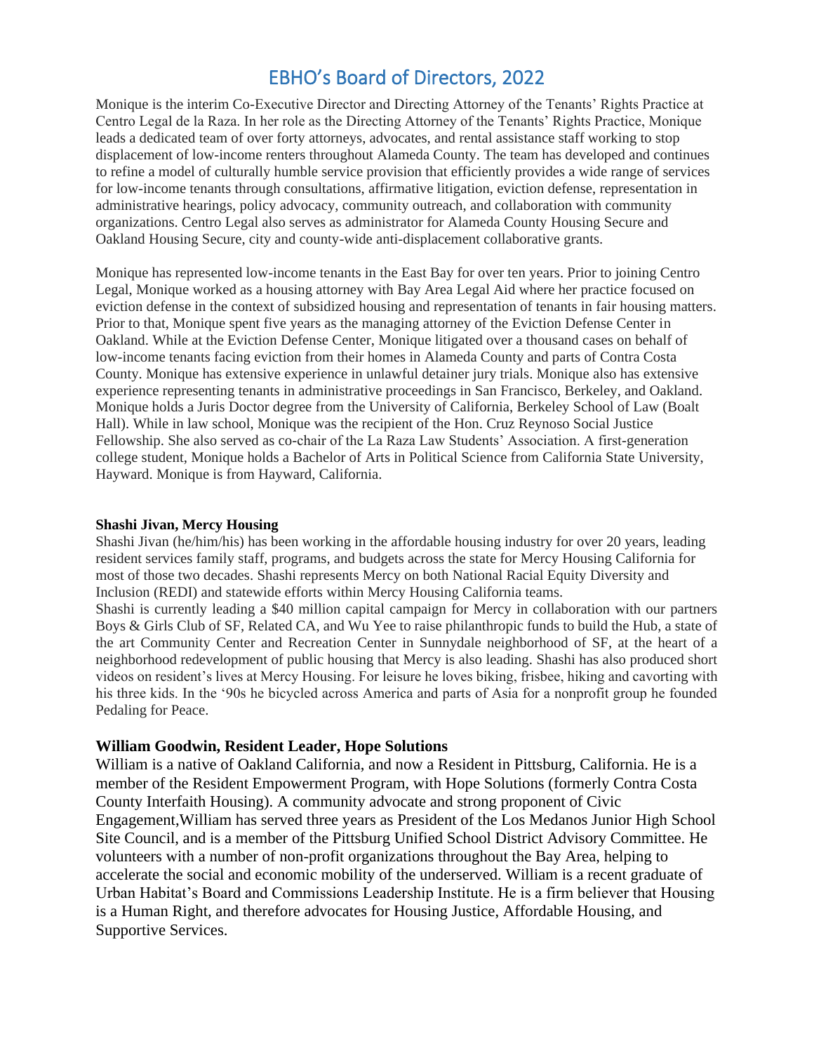# EBHO's Board of Directors, 2022

Monique is the interim Co-Executive Director and Directing Attorney of the Tenants' Rights Practice at Centro Legal de la Raza. In her role as the Directing Attorney of the Tenants' Rights Practice, Monique leads a dedicated team of over forty attorneys, advocates, and rental assistance staff working to stop displacement of low-income renters throughout Alameda County. The team has developed and continues to refine a model of culturally humble service provision that efficiently provides a wide range of services for low-income tenants through consultations, affirmative litigation, eviction defense, representation in administrative hearings, policy advocacy, community outreach, and collaboration with community organizations. Centro Legal also serves as administrator for Alameda County Housing Secure and Oakland Housing Secure, city and county-wide anti-displacement collaborative grants.

Monique has represented low-income tenants in the East Bay for over ten years. Prior to joining Centro Legal, Monique worked as a housing attorney with Bay Area Legal Aid where her practice focused on eviction defense in the context of subsidized housing and representation of tenants in fair housing matters. Prior to that, Monique spent five years as the managing attorney of the Eviction Defense Center in Oakland. While at the Eviction Defense Center, Monique litigated over a thousand cases on behalf of low-income tenants facing eviction from their homes in Alameda County and parts of Contra Costa County. Monique has extensive experience in unlawful detainer jury trials. Monique also has extensive experience representing tenants in administrative proceedings in San Francisco, Berkeley, and Oakland. Monique holds a Juris Doctor degree from the University of California, Berkeley School of Law (Boalt Hall). While in law school, Monique was the recipient of the Hon. Cruz Reynoso Social Justice Fellowship. She also served as co-chair of the La Raza Law Students' Association. A first-generation college student, Monique holds a Bachelor of Arts in Political Science from California State University, Hayward. Monique is from Hayward, California.

**Shashi Jivan, Mercy Housing**

Shashi Jivan (he/him/his) has been working in the affordable housing industry for over 20 years, leading resident services family staff, programs, and budgets across the state for Mercy Housing California for most of those two decades. Shashi represents Mercy on both National Racial Equity Diversity and Inclusion (REDI) and statewide efforts within Mercy Housing California teams.

Shashi is currently leading a $40 million capital campaign for Mercy in collaboration with our partners Boys & Girls Club of SF, Related CA, and Wu Yee to raise philanthropic funds to build the Hub, a state of the art Community Center and Recreation Center in Sunnydale neighborhood of SF, at the heart of a neighborhood redevelopment of public housing that Mercy is also leading. Shashi has also produced short videos on resident's lives at Mercy Housing. For leisure he loves biking, frisbee, hiking and cavorting with his three kids. In the '90s he bicycled across America and parts of Asia for a nonprofit group he founded Pedaling for Peace.

**William Goodwin, Resident Leader, Hope Solutions**

William is a native of Oakland California, and now a Resident in Pittsburg, California. He is a member of the Resident Empowerment Program, with Hope Solutions (formerly Contra Costa County Interfaith Housing). A community advocate and strong proponent of Civic Engagement,William has served three years as President of the Los Medanos Junior High School Site Council, and is a member of the Pittsburg Unified School District Advisory Committee. He volunteers with a number of non-profit organizations throughout the Bay Area, helping to accelerate the social and economic mobility of the underserved. William is a recent graduate of Urban Habitat's Board and Commissions Leadership Institute. He is a firm believer that Housing is a Human Right, and therefore advocates for Housing Justice, Affordable Housing, and Supportive Services.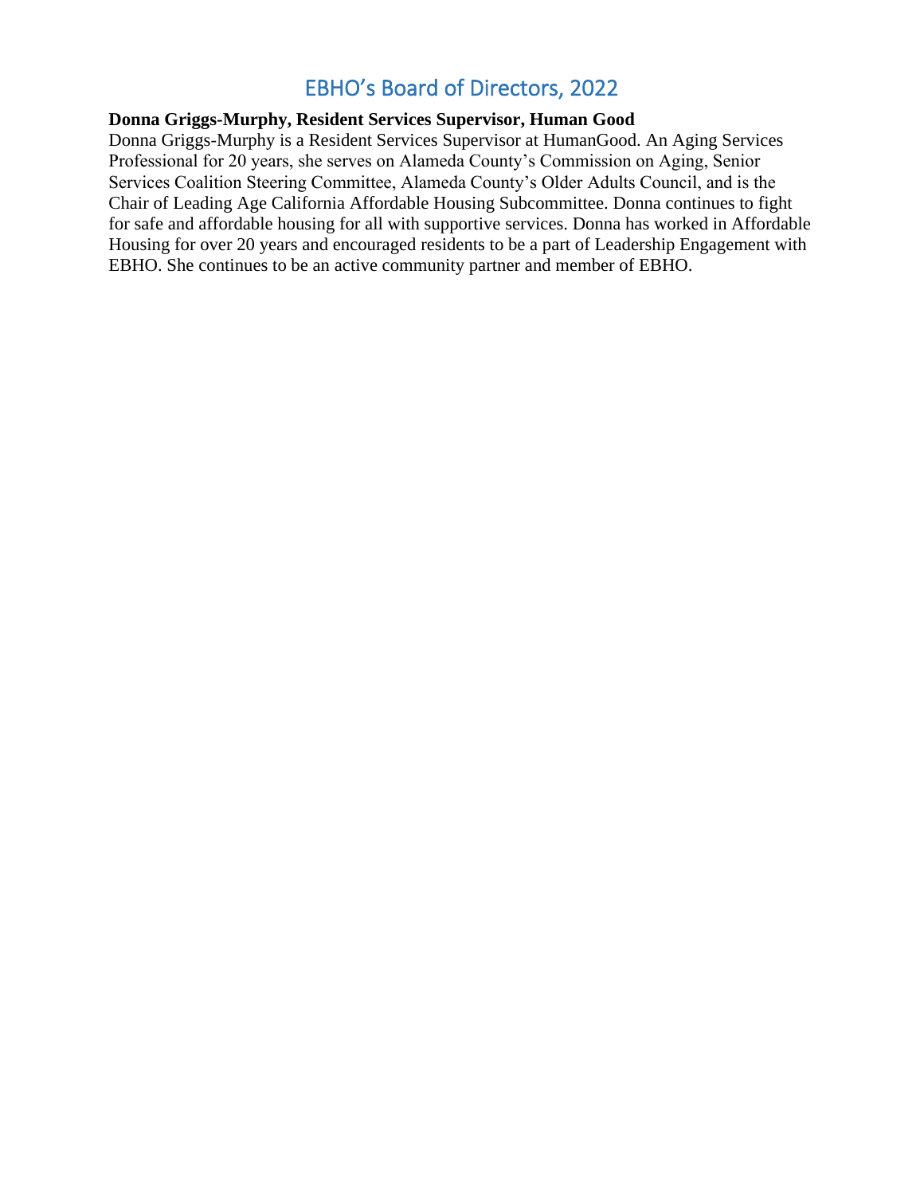# EBHO's Board of Directors, 2022

**Donna Griggs-Murphy, Resident Services Supervisor, Human Good**

Donna Griggs-Murphy is a Resident Services Supervisor at HumanGood. An Aging Services Professional for 20 years, she serves on Alameda County's Commission on Aging, Senior Services Coalition Steering Committee, Alameda County's Older Adults Council, and is the Chair of Leading Age California Affordable Housing Subcommittee. Donna continues to fight for safe and affordable housing for all with supportive services. Donna has worked in Affordable Housing for over 20 years and encouraged residents to be a part of Leadership Engagement with EBHO. She continues to be an active community partner and member of EBHO.